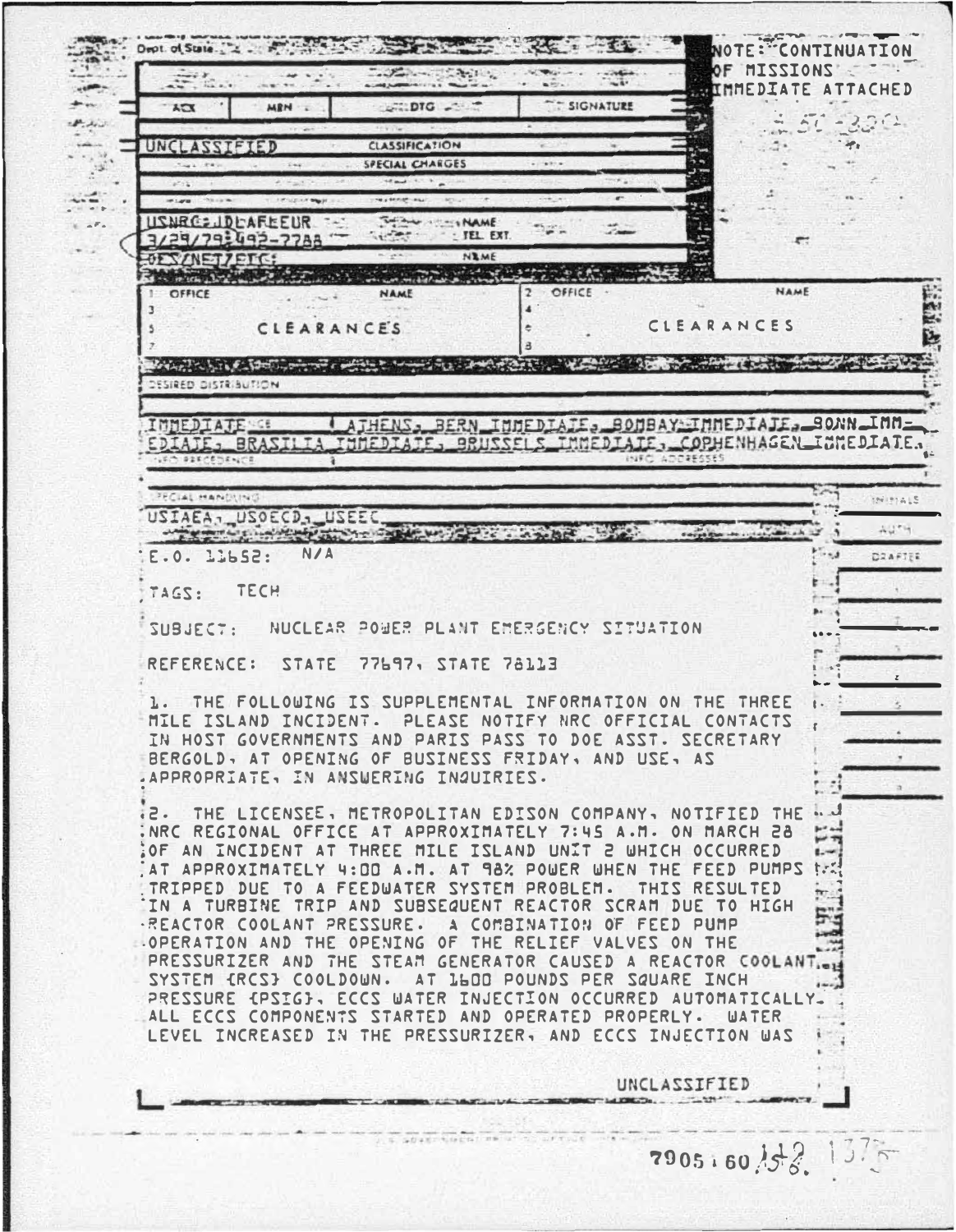Dept. of State

NOTE: CONTINUATION OF MISSIONS IMMEDIATE ATTACHED

| ACX | MRN | DTG | SIGNATURE |
|---|---|---|---|

UNCLASSIFIED — CLASSIFICATION

SPECIAL CHARGES

USNRC: JDLAFLEUR
3/29/79: 492-7788
OES/NET/EIC:

NAME
TEL. EXT.
NAME

| 1 OFFICE | NAME | 2 OFFICE | NAME |
|---|---|---|---|
| 3 | | 4 | |
| 5 | CLEARANCES | 6 | CLEARANCES |
| 7 | | 8 | |

DESIRED DISTRIBUTION

IMMEDIATE — ATHENS, BERN IMMEDIATE, BOMBAY IMMEDIATE, BONN IMMEDIATE, BRASILIA IMMEDIATE, BRUSSELS IMMEDIATE, COPENHAGEN IMMEDIATE,

INFO PRECEDENCE — INFO ADDRESSES

SPECIAL HANDLING

USIAEA, USOECD, USEEC

INITIALS
AUTH
DRAFTER

E.O. 11652: N/A

TAGS: TECH

SUBJECT: NUCLEAR POWER PLANT EMERGENCY SITUATION

REFERENCE: STATE 77697, STATE 78113

1. THE FOLLOWING IS SUPPLEMENTAL INFORMATION ON THE THREE MILE ISLAND INCIDENT. PLEASE NOTIFY NRC OFFICIAL CONTACTS IN HOST GOVERNMENTS AND PARIS PASS TO DOE ASST. SECRETARY BERGOLD, AT OPENING OF BUSINESS FRIDAY, AND USE, AS APPROPRIATE, IN ANSWERING INQUIRIES.

2. THE LICENSEE, METROPOLITAN EDISON COMPANY, NOTIFIED THE NRC REGIONAL OFFICE AT APPROXIMATELY 7:45 A.M. ON MARCH 28 OF AN INCIDENT AT THREE MILE ISLAND UNIT 2 WHICH OCCURRED AT APPROXIMATELY 4:00 A.M. AT 98% POWER WHEN THE FEED PUMPS TRIPPED DUE TO A FEEDWATER SYSTEM PROBLEM. THIS RESULTED IN A TURBINE TRIP AND SUBSEQUENT REACTOR SCRAM DUE TO HIGH REACTOR COOLANT PRESSURE. A COMBINATION OF FEED PUMP OPERATION AND THE OPENING OF THE RELIEF VALVES ON THE PRESSURIZER AND THE STEAM GENERATOR CAUSED A REACTOR COOLANT SYSTEM (RCS) COOLDOWN. AT 1600 POUNDS PER SQUARE INCH PRESSURE (PSIG), ECCS WATER INJECTION OCCURRED AUTOMATICALLY. ALL ECCS COMPONENTS STARTED AND OPERATED PROPERLY. WATER LEVEL INCREASED IN THE PRESSURIZER, AND ECCS INJECTION WAS

UNCLASSIFIED

7905160 158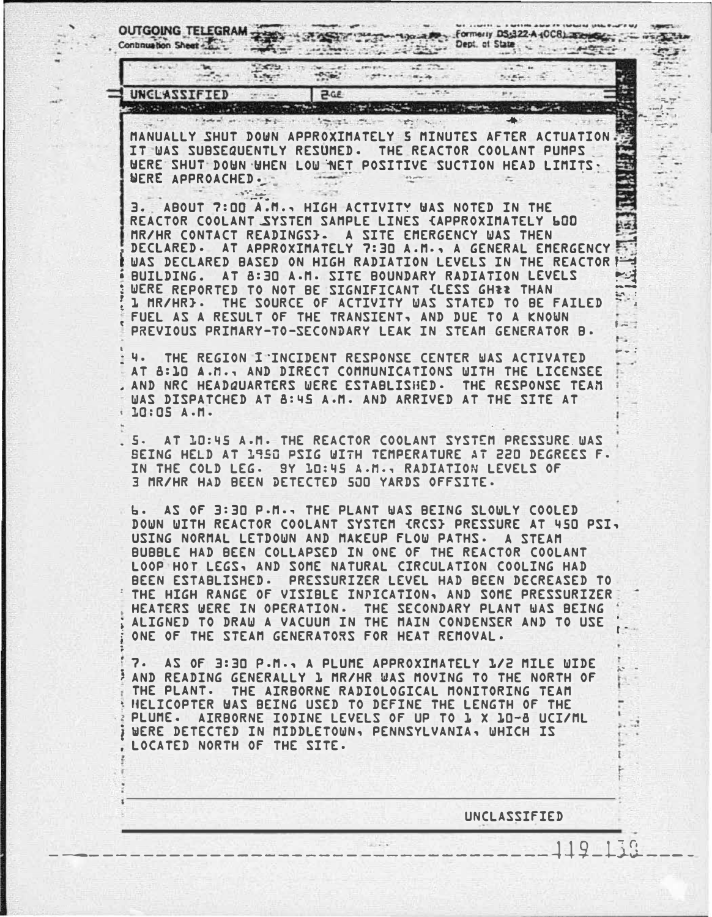OUTGOING TELEGRAM
Continuation Sheet

Formerly DS-322-A (OCR)
Dept. of State

UNCLASSIFIED

MANUALLY SHUT DOWN APPROXIMATELY 5 MINUTES AFTER ACTUATION. IT WAS SUBSEQUENTLY RESUMED. THE REACTOR COOLANT PUMPS WERE SHUT DOWN WHEN LOW NET POSITIVE SUCTION HEAD LIMITS WERE APPROACHED.

3. ABOUT 7:00 A.M., HIGH ACTIVITY WAS NOTED IN THE REACTOR COOLANT SYSTEM SAMPLE LINES (APPROXIMATELY 600 MR/HR CONTACT READINGS). A SITE EMERGENCY WAS THEN DECLARED. AT APPROXIMATELY 7:30 A.M., A GENERAL EMERGENCY WAS DECLARED BASED ON HIGH RADIATION LEVELS IN THE REACTOR BUILDING. AT 8:30 A.M. SITE BOUNDARY RADIATION LEVELS WERE REPORTED TO NOT BE SIGNIFICANT (LESS GH** THAN 1 MR/HR). THE SOURCE OF ACTIVITY WAS STATED TO BE FAILED FUEL AS A RESULT OF THE TRANSIENT, AND DUE TO A KNOWN PREVIOUS PRIMARY-TO-SECONDARY LEAK IN STEAM GENERATOR B.

4. THE REGION I INCIDENT RESPONSE CENTER WAS ACTIVATED AT 8:10 A.M., AND DIRECT COMMUNICATIONS WITH THE LICENSEE AND NRC HEADQUARTERS WERE ESTABLISHED. THE RESPONSE TEAM WAS DISPATCHED AT 8:45 A.M. AND ARRIVED AT THE SITE AT 10:05 A.M.

5. AT 10:45 A.M. THE REACTOR COOLANT SYSTEM PRESSURE WAS BEING HELD AT 1950 PSIG WITH TEMPERATURE AT 220 DEGREES F. IN THE COLD LEG. BY 10:45 A.M., RADIATION LEVELS OF 3 MR/HR HAD BEEN DETECTED 500 YARDS OFFSITE.

6. AS OF 3:30 P.M., THE PLANT WAS BEING SLOWLY COOLED DOWN WITH REACTOR COOLANT SYSTEM (RCS) PRESSURE AT 450 PSI, USING NORMAL LETDOWN AND MAKEUP FLOW PATHS. A STEAM BUBBLE HAD BEEN COLLAPSED IN ONE OF THE REACTOR COOLANT LOOP HOT LEGS, AND SOME NATURAL CIRCULATION COOLING HAD BEEN ESTABLISHED. PRESSURIZER LEVEL HAD BEEN DECREASED TO THE HIGH RANGE OF VISIBLE INDICATION, AND SOME PRESSURIZER HEATERS WERE IN OPERATION. THE SECONDARY PLANT WAS BEING ALIGNED TO DRAW A VACUUM IN THE MAIN CONDENSER AND TO USE ONE OF THE STEAM GENERATORS FOR HEAT REMOVAL.

7. AS OF 3:30 P.M., A PLUME APPROXIMATELY 1/2 MILE WIDE AND READING GENERALLY 1 MR/HR WAS MOVING TO THE NORTH OF THE PLANT. THE AIRBORNE RADIOLOGICAL MONITORING TEAM HELICOPTER WAS BEING USED TO DEFINE THE LENGTH OF THE PLUME. AIRBORNE IODINE LEVELS OF UP TO 1 X 10-8 UCI/ML WERE DETECTED IN MIDDLETOWN, PENNSYLVANIA, WHICH IS LOCATED NORTH OF THE SITE.

UNCLASSIFIED

119 138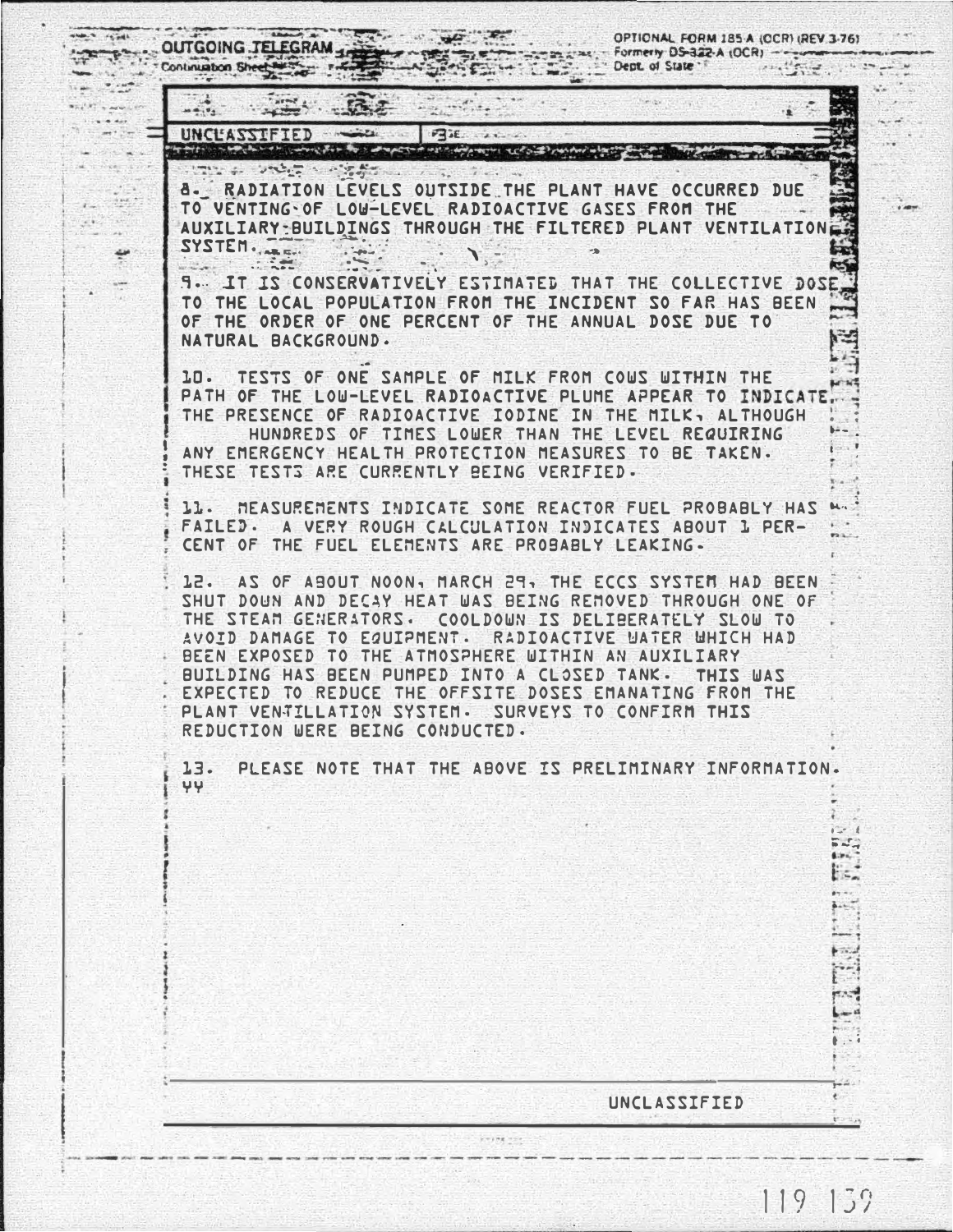OUTGOING TELEGRAM
Continuation Sheet

OPTIONAL FORM 185-A (OCR) (REV 3-76)
Formerly DS-322-A (OCR)
Dept. of State

UNCLASSIFIED

8. RADIATION LEVELS OUTSIDE THE PLANT HAVE OCCURRED DUE TO VENTING OF LOW-LEVEL RADIOACTIVE GASES FROM THE AUXILIARY BUILDINGS THROUGH THE FILTERED PLANT VENTILATION SYSTEM.

9. IT IS CONSERVATIVELY ESTIMATED THAT THE COLLECTIVE DOSE TO THE LOCAL POPULATION FROM THE INCIDENT SO FAR HAS BEEN OF THE ORDER OF ONE PERCENT OF THE ANNUAL DOSE DUE TO NATURAL BACKGROUND.

10. TESTS OF ONE SAMPLE OF MILK FROM COWS WITHIN THE PATH OF THE LOW-LEVEL RADIOACTIVE PLUME APPEAR TO INDICATE THE PRESENCE OF RADIOACTIVE IODINE IN THE MILK, ALTHOUGH HUNDREDS OF TIMES LOWER THAN THE LEVEL REQUIRING ANY EMERGENCY HEALTH PROTECTION MEASURES TO BE TAKEN. THESE TESTS ARE CURRENTLY BEING VERIFIED.

11. MEASUREMENTS INDICATE SOME REACTOR FUEL PROBABLY HAS FAILED. A VERY ROUGH CALCULATION INDICATES ABOUT 1 PERCENT OF THE FUEL ELEMENTS ARE PROBABLY LEAKING.

12. AS OF ABOUT NOON, MARCH 29, THE ECCS SYSTEM HAD BEEN SHUT DOWN AND DECAY HEAT WAS BEING REMOVED THROUGH ONE OF THE STEAM GENERATORS. COOLDOWN IS DELIBERATELY SLOW TO AVOID DAMAGE TO EQUIPMENT. RADIOACTIVE WATER WHICH HAD BEEN EXPOSED TO THE ATMOSPHERE WITHIN AN AUXILIARY BUILDING HAS BEEN PUMPED INTO A CLOSED TANK. THIS WAS EXPECTED TO REDUCE THE OFFSITE DOSES EMANATING FROM THE PLANT VENTILATION SYSTEM. SURVEYS TO CONFIRM THIS REDUCTION WERE BEING CONDUCTED.

13. PLEASE NOTE THAT THE ABOVE IS PRELIMINARY INFORMATION.
YY

UNCLASSIFIED

119 139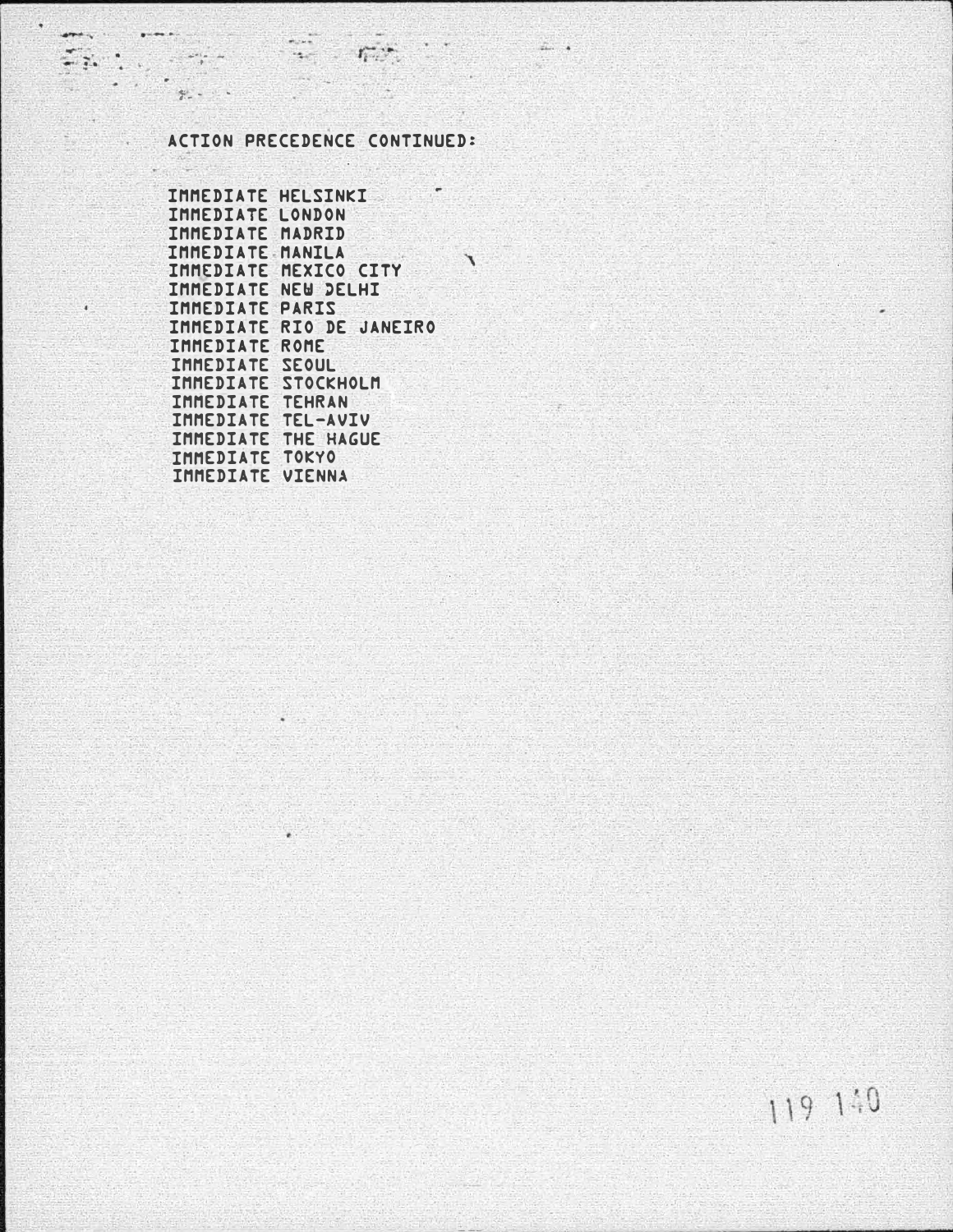ACTION PRECEDENCE CONTINUED:

IMMEDIATE HELSINKI
IMMEDIATE LONDON
IMMEDIATE MADRID
IMMEDIATE MANILA
IMMEDIATE MEXICO CITY
IMMEDIATE NEW DELHI
IMMEDIATE PARIS
IMMEDIATE RIO DE JANEIRO
IMMEDIATE ROME
IMMEDIATE SEOUL
IMMEDIATE STOCKHOLM
IMMEDIATE TEHRAN
IMMEDIATE TEL-AVIV
IMMEDIATE THE HAGUE
IMMEDIATE TOKYO
IMMEDIATE VIENNA

119 140